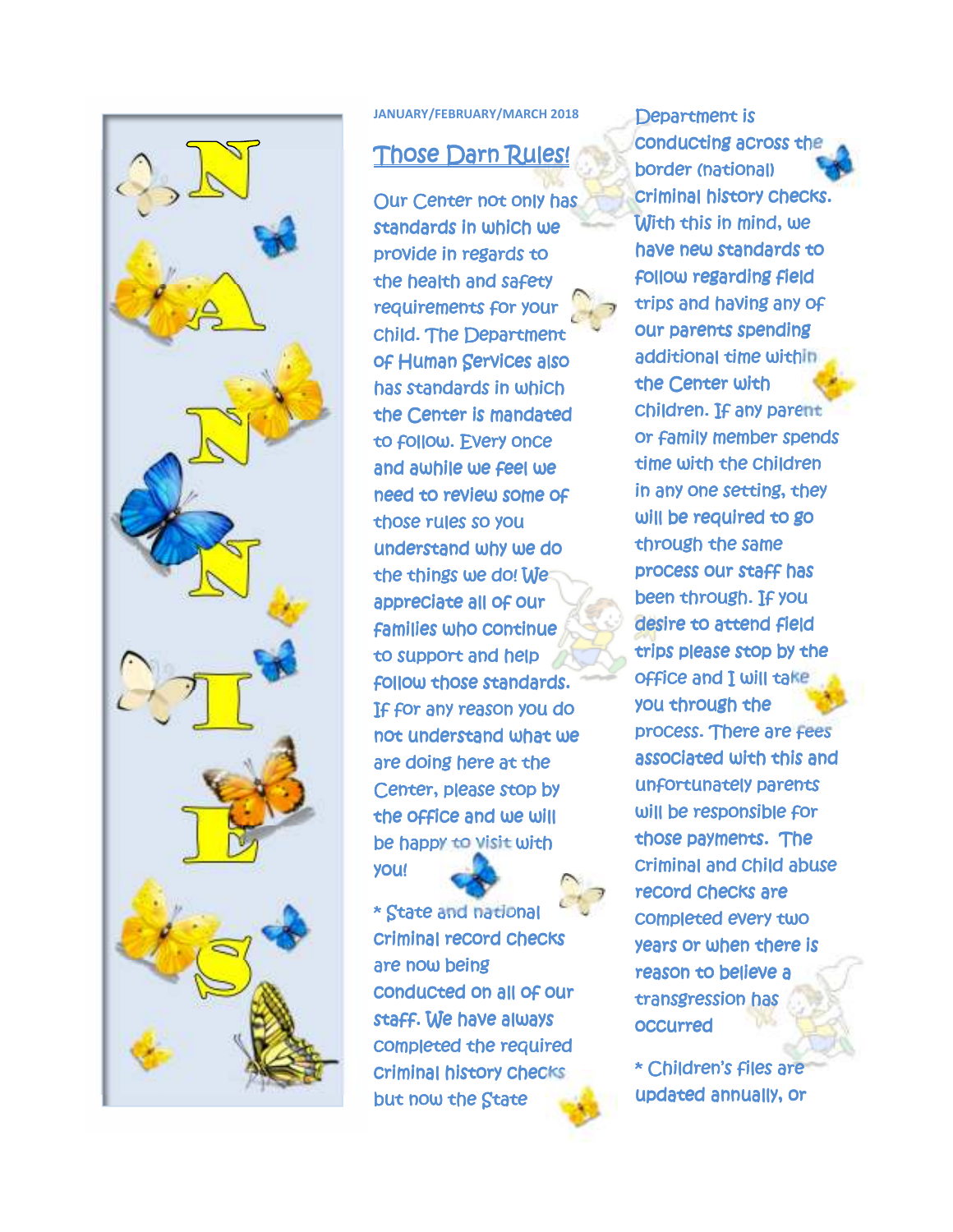NANNIES

JANUARY/FEBRUARY/MARCH 2018

## Those Darn Rules!

Our Center not only has standards in which we provide in regards to the health and safety requirements for your child. The Department of Human Services also has standards in which the Center is mandated to follow. Every once and awhile we feel we need to review some of those rules so you understand why we do the things we do! We appreciate all of our families who continue to support and help follow those standards. If for any reason you do not understand what we are doing here at the Center, please stop by the office and we will be happy to visit with you!

* State and national criminal record checks are now being conducted on all of our staff. We have always completed the required criminal history checks but now the State Department is conducting across the border (national) criminal history checks. With this in mind, we have new standards to follow regarding field trips and having any of our parents spending additional time within the Center with children. If any parent or family member spends time with the children in any one setting, they will be required to go through the same process our staff has been through. If you desire to attend field trips please stop by the office and I will take you through the process. There are fees associated with this and unfortunately parents will be responsible for those payments. The criminal and child abuse record checks are completed every two years or when there is reason to believe a transgression has occurred

* Children's files are updated annually, or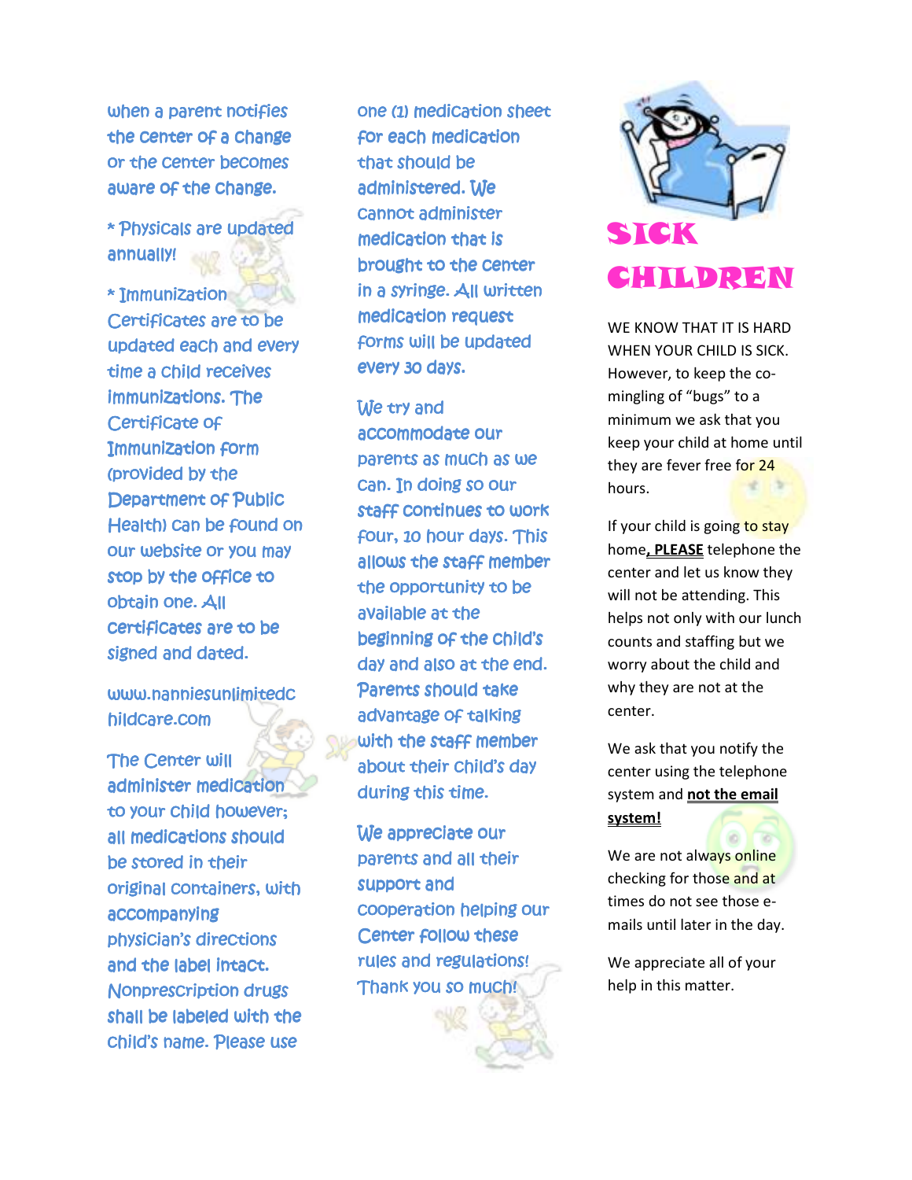when a parent notifies the center of a change or the center becomes aware of the change.

* Physicals are updated annually!

* Immunization Certificates are to be updated each and every time a child receives immunizations. The Certificate of Immunization form (provided by the Department of Public Health) can be found on our website or you may stop by the office to obtain one. All certificates are to be signed and dated.

www.nanniesunlimitedchildcare.com

The Center will administer medication to your child however; all medications should be stored in their original containers, with accompanying physician's directions and the label intact. Nonprescription drugs shall be labeled with the child's name. Please use one (1) medication sheet for each medication that should be administered. We cannot administer medication that is brought to the center in a syringe. All written medication request forms will be updated every 30 days.

We try and accommodate our parents as much as we can. In doing so our staff continues to work four, 10 hour days. This allows the staff member the opportunity to be available at the beginning of the child's day and also at the end. Parents should take advantage of talking with the staff member about their child's day during this time.

We appreciate our parents and all their support and cooperation helping our Center follow these rules and regulations! Thank you so much!

# SICK CHILDREN

WE KNOW THAT IT IS HARD WHEN YOUR CHILD IS SICK. However, to keep the co-mingling of "bugs" to a minimum we ask that you keep your child at home until they are fever free for 24 hours.

If your child is going to stay home, **PLEASE** telephone the center and let us know they will not be attending. This helps not only with our lunch counts and staffing but we worry about the child and why they are not at the center.

We ask that you notify the center using the telephone system and **not the email system!**

We are not always online checking for those and at times do not see those e-mails until later in the day.

We appreciate all of your help in this matter.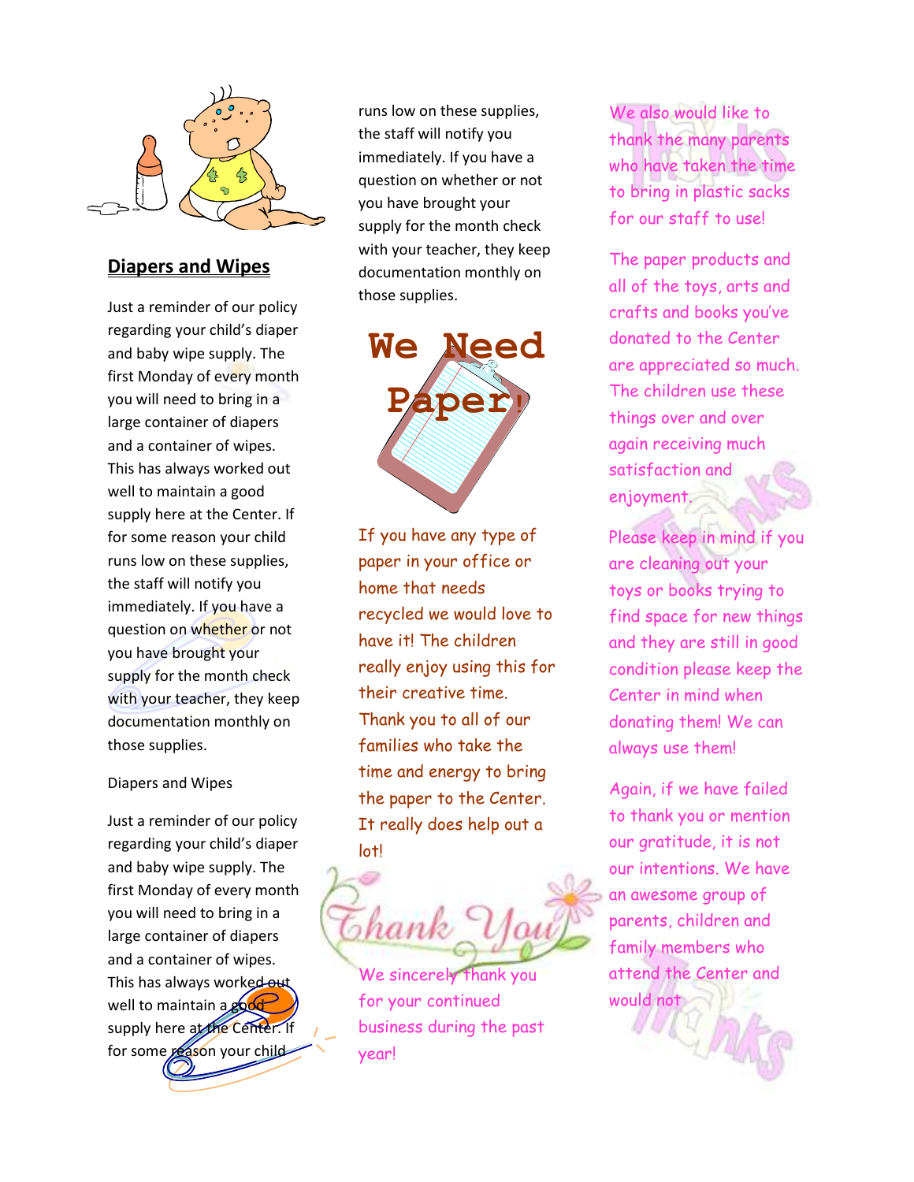## Diapers and Wipes

Just a reminder of our policy regarding your child's diaper and baby wipe supply. The first Monday of every month you will need to bring in a large container of diapers and a container of wipes. This has always worked out well to maintain a good supply here at the Center. If for some reason your child runs low on these supplies, the staff will notify you immediately. If you have a question on whether or not you have brought your supply for the month check with your teacher, they keep documentation monthly on those supplies.

Diapers and Wipes

Just a reminder of our policy regarding your child's diaper and baby wipe supply. The first Monday of every month you will need to bring in a large container of diapers and a container of wipes. This has always worked out well to maintain a good supply here at the Center. If for some reason your child runs low on these supplies, the staff will notify you immediately. If you have a question on whether or not you have brought your supply for the month check with your teacher, they keep documentation monthly on those supplies.

## We Need Paper!

If you have any type of paper in your office or home that needs recycled we would love to have it! The children really enjoy using this for their creative time. Thank you to all of our families who take the time and energy to bring the paper to the Center. It really does help out a lot!

## Thank You

We sincerely thank you for your continued business during the past year!

We also would like to thank the many parents who have taken the time to bring in plastic sacks for our staff to use!

The paper products and all of the toys, arts and crafts and books you've donated to the Center are appreciated so much. The children use these things over and over again receiving much satisfaction and enjoyment.

Please keep in mind if you are cleaning out your toys or books trying to find space for new things and they are still in good condition please keep the Center in mind when donating them! We can always use them!

Again, if we have failed to thank you or mention our gratitude, it is not our intentions. We have an awesome group of parents, children and family members who attend the Center and would not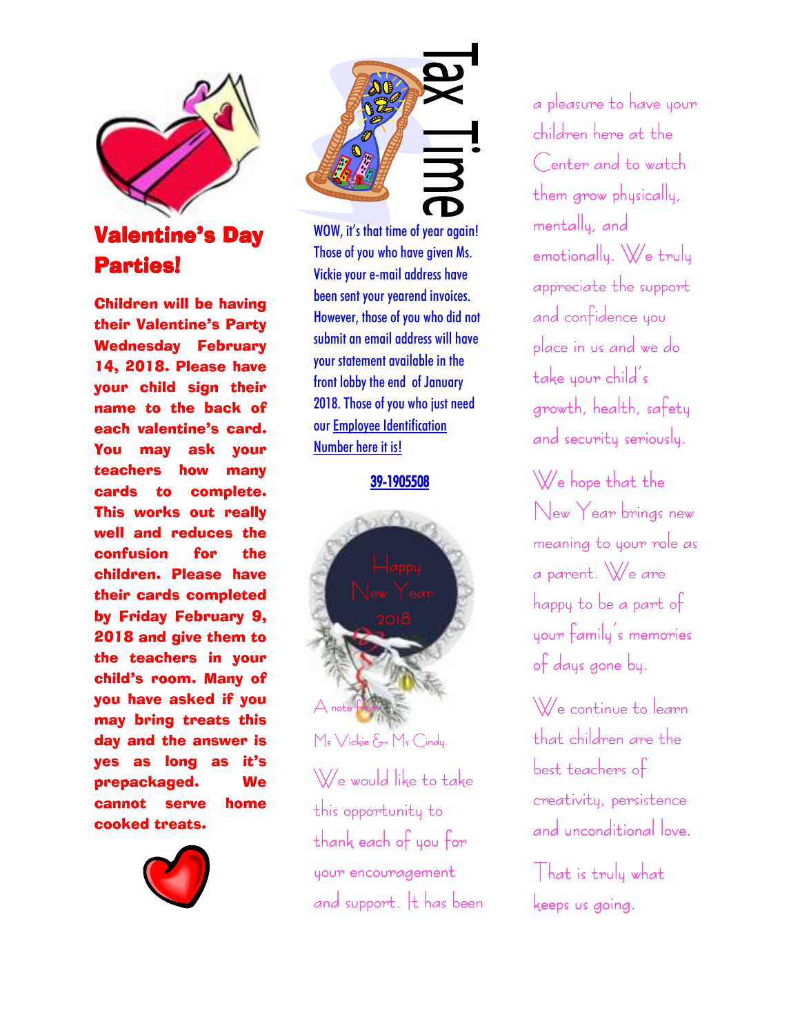## Valentine's Day Parties!

**Children will be having their Valentine's Party Wednesday February 14, 2018. Please have your child sign their name to the back of each valentine's card. You may ask your teachers how many cards to complete. This works out really well and reduces the confusion for the children. Please have their cards completed by Friday February 9, 2018 and give them to the teachers in your child's room. Many of you have asked if you may bring treats this day and the answer is yes as long as it's prepackaged. We cannot serve home cooked treats.**

## Tax Time

WOW, it's that time of year again! Those of you who have given Ms. Vickie your e-mail address have been sent your yearend invoices. However, those of you who did not submit an email address will have your statement available in the front lobby the end of January 2018. Those of you who just need our Employee Identification Number here it is!

**39-1905508**

Happy New Year 2018

A note from Ms Vickie & Ms Cindy.

We would like to take this opportunity to thank each of you for your encouragement and support. It has been a pleasure to have your children here at the Center and to watch them grow physically, mentally, and emotionally. We truly appreciate the support and confidence you place in us and we do take your child's growth, health, safety and security seriously.

We hope that the New Year brings new meaning to your role as a parent. We are happy to be a part of your family's memories of days gone by.

We continue to learn that children are the best teachers of creativity, persistence and unconditional love.

That is truly what keeps us going.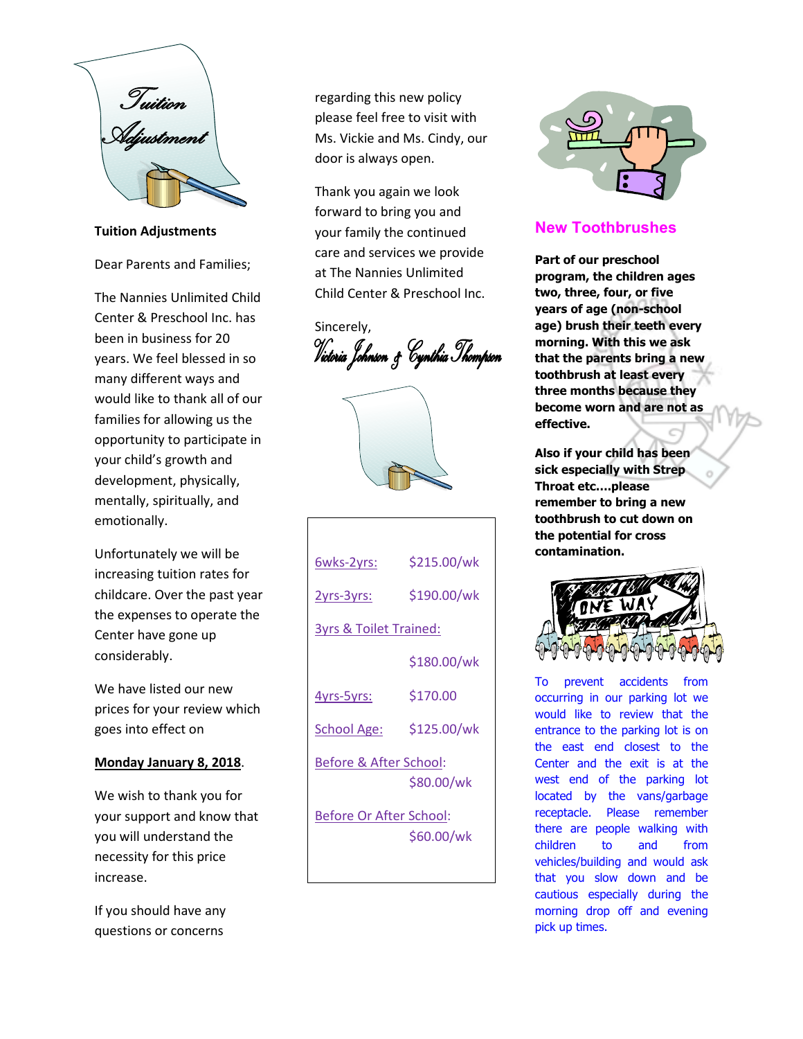## Tuition Adjustments

Dear Parents and Families;

The Nannies Unlimited Child Center & Preschool Inc. has been in business for 20 years. We feel blessed in so many different ways and would like to thank all of our families for allowing us the opportunity to participate in your child's growth and development, physically, mentally, spiritually, and emotionally.

Unfortunately we will be increasing tuition rates for childcare. Over the past year the expenses to operate the Center have gone up considerably.

We have listed our new prices for your review which goes into effect on

**Monday January 8, 2018**.

We wish to thank you for your support and know that you will understand the necessity for this price increase.

If you should have any questions or concerns regarding this new policy please feel free to visit with Ms. Vickie and Ms. Cindy, our door is always open.

Thank you again we look forward to bring you and your family the continued care and services we provide at The Nannies Unlimited Child Center & Preschool Inc.

Sincerely,

*Victoria Johnson & Cynthia Thompson*

| | |
|---|---|
| 6wks-2yrs: | $215.00/wk |
| 2yrs-3yrs: | $190.00/wk |
| 3yrs & Toilet Trained: | $180.00/wk |
| 4yrs-5yrs: | $170.00 |
| School Age: | $125.00/wk |
| Before & After School: | $80.00/wk |
| Before Or After School: | $60.00/wk |

## New Toothbrushes

**Part of our preschool program, the children ages two, three, four, or five years of age (non-school age) brush their teeth every morning. With this we ask that the parents bring a new toothbrush at least every three months because they become worn and are not as effective.**

**Also if your child has been sick especially with Strep Throat etc....please remember to bring a new toothbrush to cut down on the potential for cross contamination.**

To prevent accidents from occurring in our parking lot we would like to review that the entrance to the parking lot is on the east end closest to the Center and the exit is at the west end of the parking lot located by the vans/garbage receptacle. Please remember there are people walking with children to and from vehicles/building and would ask that you slow down and be cautious especially during the morning drop off and evening pick up times.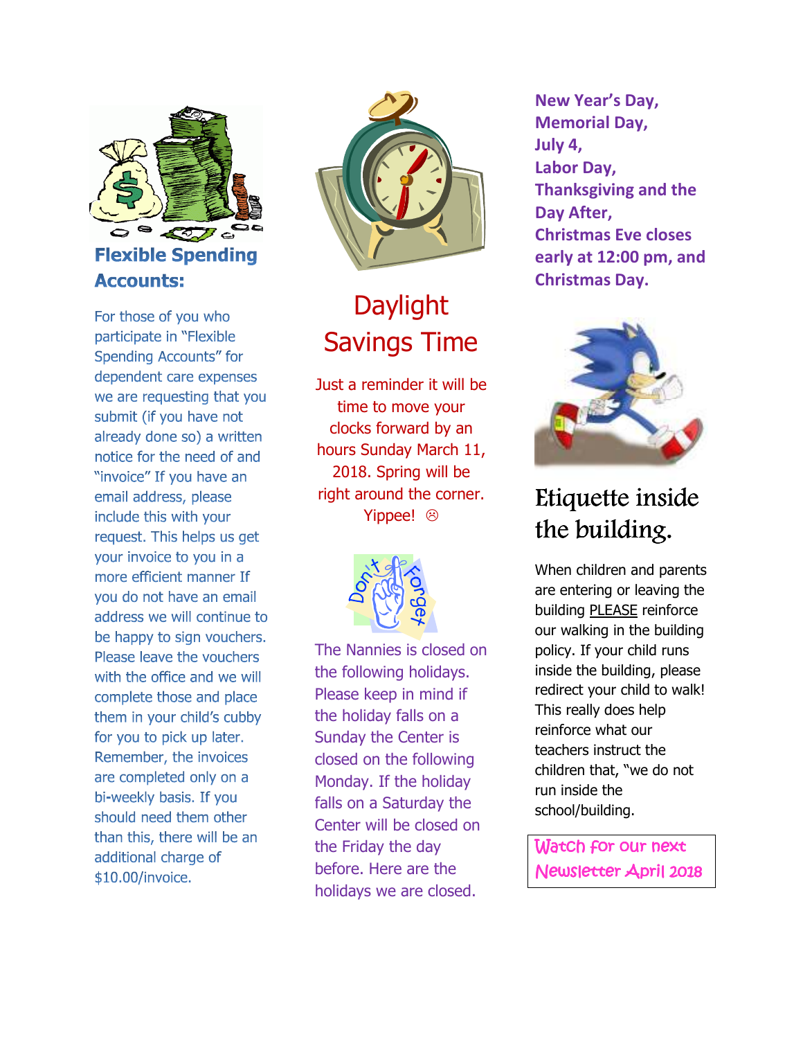## Flexible Spending Accounts:

For those of you who participate in "Flexible Spending Accounts" for dependent care expenses we are requesting that you submit (if you have not already done so) a written notice for the need of and "invoice" If you have an email address, please include this with your request. This helps us get your invoice to you in a more efficient manner If you do not have an email address we will continue to be happy to sign vouchers. Please leave the vouchers with the office and we will complete those and place them in your child's cubby for you to pick up later. Remember, the invoices are completed only on a bi-weekly basis. If you should need them other than this, there will be an additional charge of $10.00/invoice.

## Daylight Savings Time

Just a reminder it will be time to move your clocks forward by an hours Sunday March 11, 2018. Spring will be right around the corner. Yippee! ☹

Don't Forget

The Nannies is closed on the following holidays. Please keep in mind if the holiday falls on a Sunday the Center is closed on the following Monday. If the holiday falls on a Saturday the Center will be closed on the Friday the day before. Here are the holidays we are closed.

**New Year's Day,**
**Memorial Day,**
**July 4,**
**Labor Day,**
**Thanksgiving and the Day After,**
**Christmas Eve closes early at 12:00 pm, and Christmas Day.**

## Etiquette inside the building.

When children and parents are entering or leaving the building PLEASE reinforce our walking in the building policy. If your child runs inside the building, please redirect your child to walk! This really does help reinforce what our teachers instruct the children that, "we do not run inside the school/building.

Watch for our next Newsletter April 2018